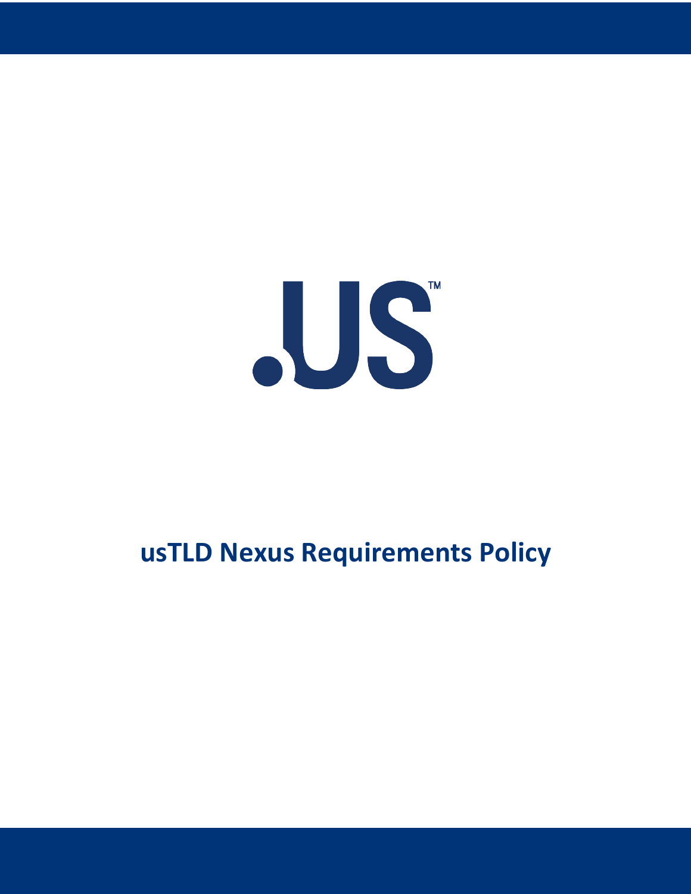.US™

# usTLD Nexus Requirements Policy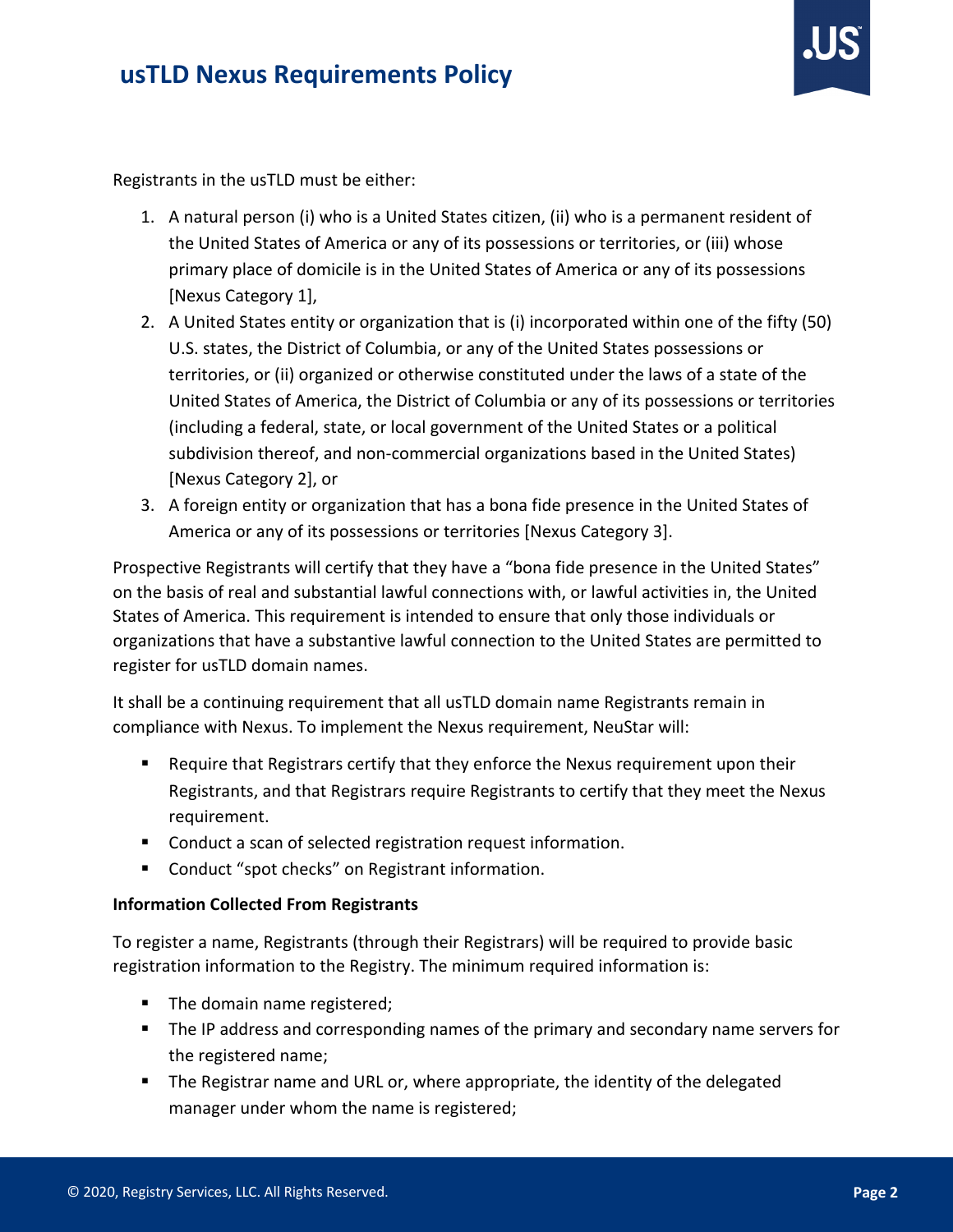Registrants in the usTLD must be either:

1. A natural person (i) who is a United States citizen, (ii) who is a permanent resident of the United States of America or any of its possessions or territories, or (iii) whose primary place of domicile is in the United States of America or any of its possessions [Nexus Category 1],
2. A United States entity or organization that is (i) incorporated within one of the fifty (50) U.S. states, the District of Columbia, or any of the United States possessions or territories, or (ii) organized or otherwise constituted under the laws of a state of the United States of America, the District of Columbia or any of its possessions or territories (including a federal, state, or local government of the United States or a political subdivision thereof, and non-commercial organizations based in the United States) [Nexus Category 2], or
3. A foreign entity or organization that has a bona fide presence in the United States of America or any of its possessions or territories [Nexus Category 3].

Prospective Registrants will certify that they have a "bona fide presence in the United States" on the basis of real and substantial lawful connections with, or lawful activities in, the United States of America. This requirement is intended to ensure that only those individuals or organizations that have a substantive lawful connection to the United States are permitted to register for usTLD domain names.

It shall be a continuing requirement that all usTLD domain name Registrants remain in compliance with Nexus. To implement the Nexus requirement, NeuStar will:

- Require that Registrars certify that they enforce the Nexus requirement upon their Registrants, and that Registrars require Registrants to certify that they meet the Nexus requirement.
- Conduct a scan of selected registration request information.
- Conduct "spot checks" on Registrant information.

**Information Collected From Registrants**

To register a name, Registrants (through their Registrars) will be required to provide basic registration information to the Registry. The minimum required information is:

- The domain name registered;
- The IP address and corresponding names of the primary and secondary name servers for the registered name;
- The Registrar name and URL or, where appropriate, the identity of the delegated manager under whom the name is registered;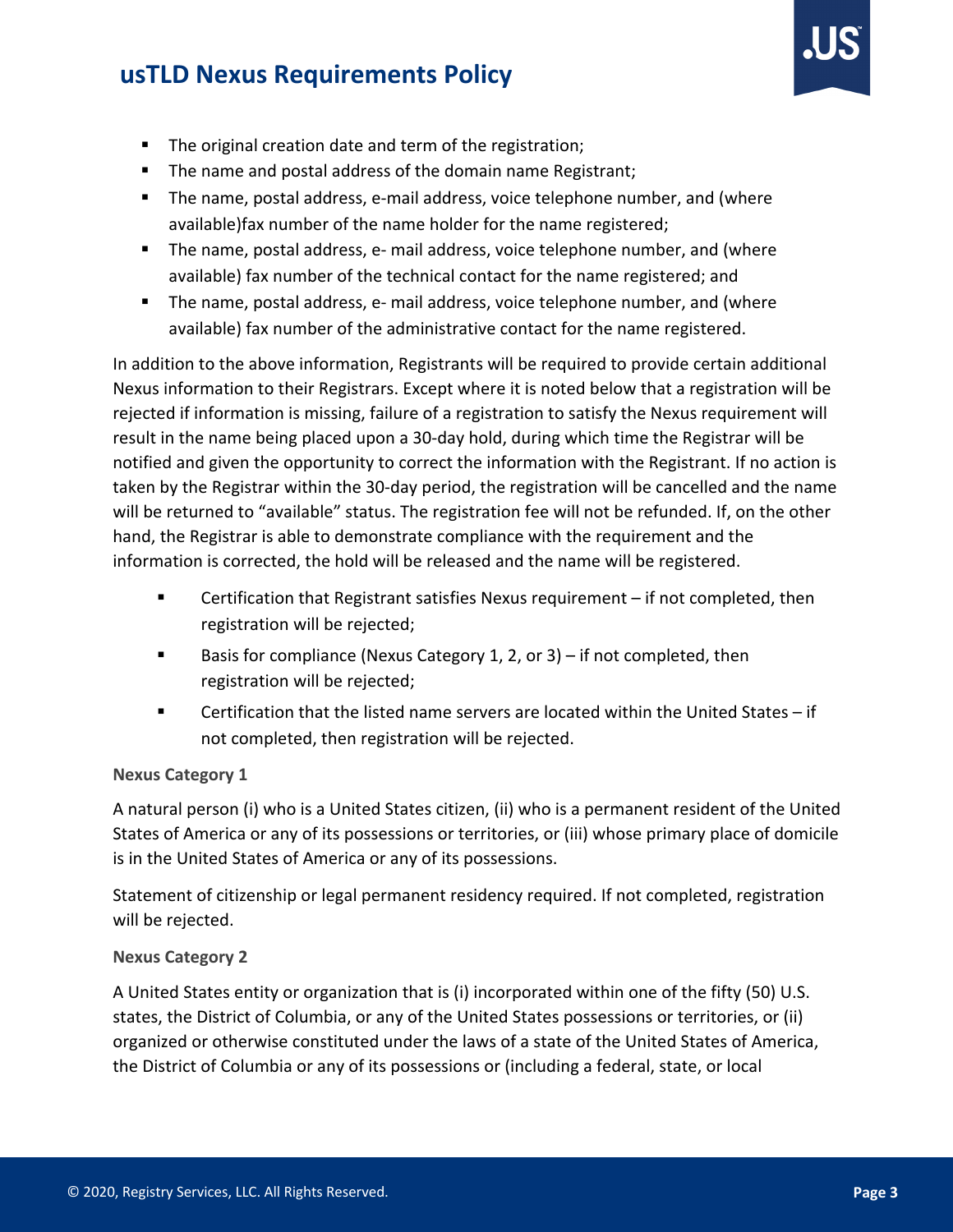- The original creation date and term of the registration;
- The name and postal address of the domain name Registrant;
- The name, postal address, e-mail address, voice telephone number, and (where available)fax number of the name holder for the name registered;
- The name, postal address, e- mail address, voice telephone number, and (where available) fax number of the technical contact for the name registered; and
- The name, postal address, e- mail address, voice telephone number, and (where available) fax number of the administrative contact for the name registered.

In addition to the above information, Registrants will be required to provide certain additional Nexus information to their Registrars. Except where it is noted below that a registration will be rejected if information is missing, failure of a registration to satisfy the Nexus requirement will result in the name being placed upon a 30-day hold, during which time the Registrar will be notified and given the opportunity to correct the information with the Registrant. If no action is taken by the Registrar within the 30-day period, the registration will be cancelled and the name will be returned to "available" status. The registration fee will not be refunded. If, on the other hand, the Registrar is able to demonstrate compliance with the requirement and the information is corrected, the hold will be released and the name will be registered.

- Certification that Registrant satisfies Nexus requirement – if not completed, then registration will be rejected;
- Basis for compliance (Nexus Category 1, 2, or 3) – if not completed, then registration will be rejected;
- Certification that the listed name servers are located within the United States – if not completed, then registration will be rejected.

**Nexus Category 1**

A natural person (i) who is a United States citizen, (ii) who is a permanent resident of the United States of America or any of its possessions or territories, or (iii) whose primary place of domicile is in the United States of America or any of its possessions.

Statement of citizenship or legal permanent residency required. If not completed, registration will be rejected.

**Nexus Category 2**

A United States entity or organization that is (i) incorporated within one of the fifty (50) U.S. states, the District of Columbia, or any of the United States possessions or territories, or (ii) organized or otherwise constituted under the laws of a state of the United States of America, the District of Columbia or any of its possessions or (including a federal, state, or local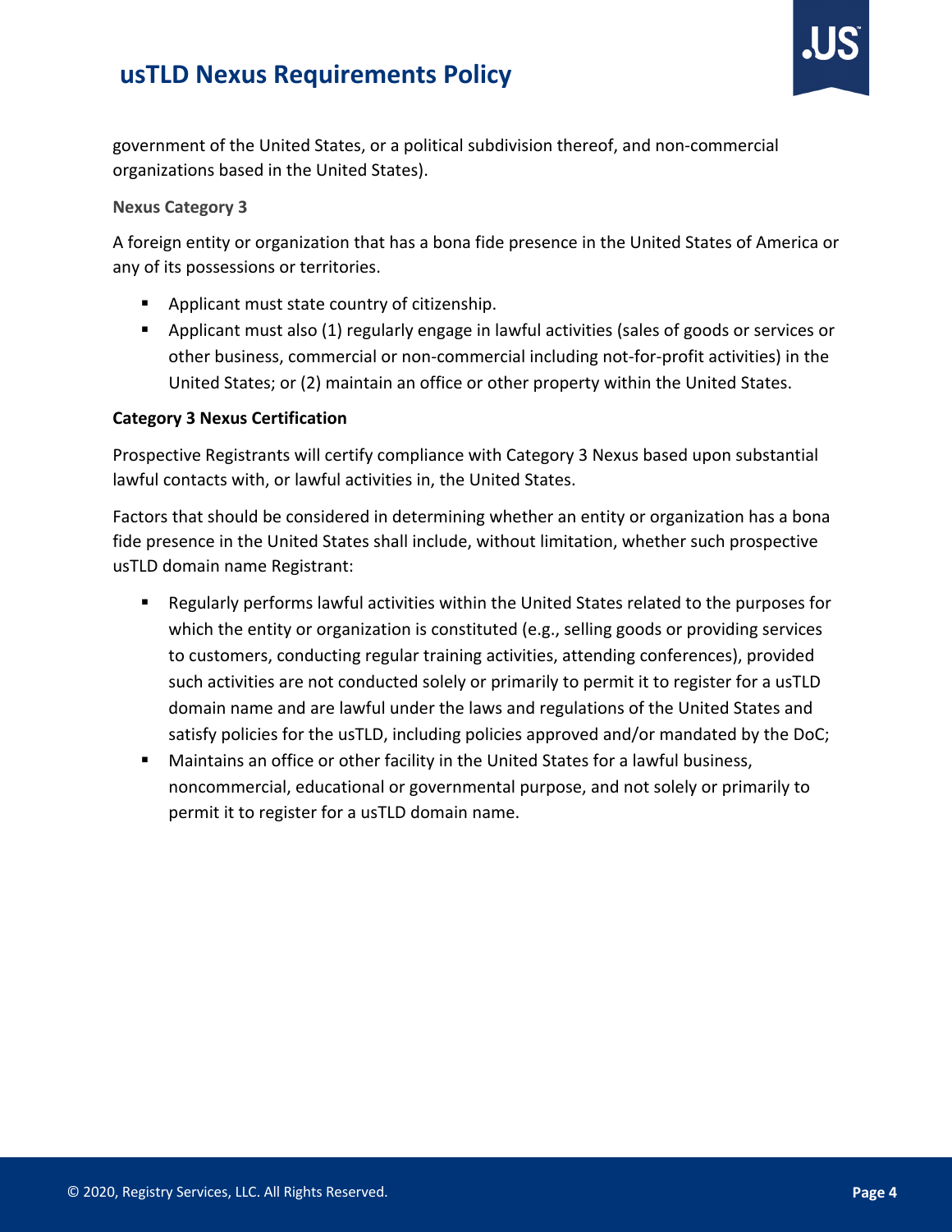government of the United States, or a political subdivision thereof, and non-commercial organizations based in the United States).

#### Nexus Category 3

A foreign entity or organization that has a bona fide presence in the United States of America or any of its possessions or territories.

- Applicant must state country of citizenship.
- Applicant must also (1) regularly engage in lawful activities (sales of goods or services or other business, commercial or non-commercial including not-for-profit activities) in the United States; or (2) maintain an office or other property within the United States.

**Category 3 Nexus Certification**

Prospective Registrants will certify compliance with Category 3 Nexus based upon substantial lawful contacts with, or lawful activities in, the United States.

Factors that should be considered in determining whether an entity or organization has a bona fide presence in the United States shall include, without limitation, whether such prospective usTLD domain name Registrant:

- Regularly performs lawful activities within the United States related to the purposes for which the entity or organization is constituted (e.g., selling goods or providing services to customers, conducting regular training activities, attending conferences), provided such activities are not conducted solely or primarily to permit it to register for a usTLD domain name and are lawful under the laws and regulations of the United States and satisfy policies for the usTLD, including policies approved and/or mandated by the DoC;
- Maintains an office or other facility in the United States for a lawful business, noncommercial, educational or governmental purpose, and not solely or primarily to permit it to register for a usTLD domain name.